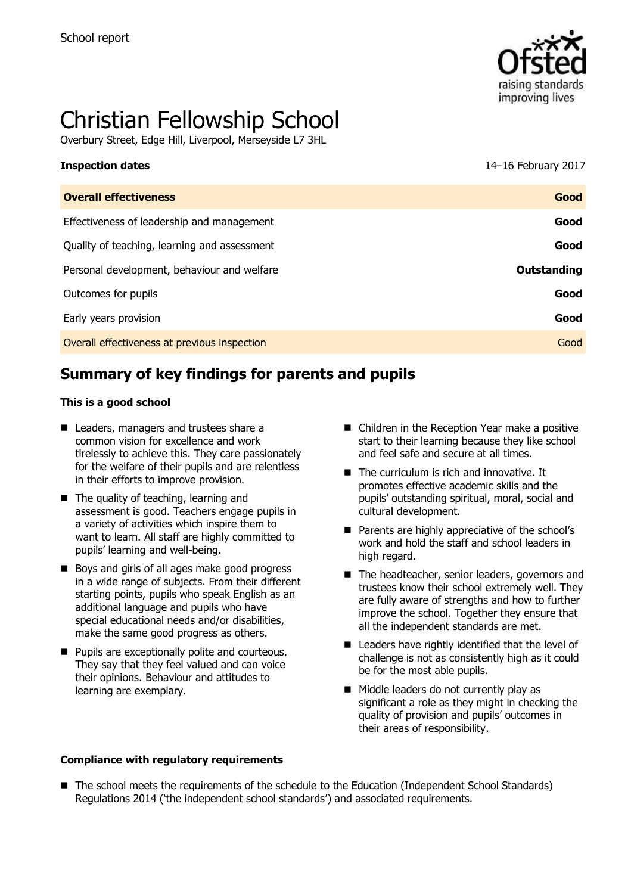School report

# Christian Fellowship School

Overbury Street, Edge Hill, Liverpool, Merseyside L7 3HL

**Inspection dates** 14–16 February 2017

| **Overall effectiveness** | **Good** |
|---|---|
| Effectiveness of leadership and management | **Good** |
| Quality of teaching, learning and assessment | **Good** |
| Personal development, behaviour and welfare | **Outstanding** |
| Outcomes for pupils | **Good** |
| Early years provision | **Good** |
| Overall effectiveness at previous inspection | Good |

## Summary of key findings for parents and pupils

**This is a good school**

- Leaders, managers and trustees share a common vision for excellence and work tirelessly to achieve this. They care passionately for the welfare of their pupils and are relentless in their efforts to improve provision.
- The quality of teaching, learning and assessment is good. Teachers engage pupils in a variety of activities which inspire them to want to learn. All staff are highly committed to pupils' learning and well-being.
- Boys and girls of all ages make good progress in a wide range of subjects. From their different starting points, pupils who speak English as an additional language and pupils who have special educational needs and/or disabilities, make the same good progress as others.
- Pupils are exceptionally polite and courteous. They say that they feel valued and can voice their opinions. Behaviour and attitudes to learning are exemplary.
- Children in the Reception Year make a positive start to their learning because they like school and feel safe and secure at all times.
- The curriculum is rich and innovative. It promotes effective academic skills and the pupils' outstanding spiritual, moral, social and cultural development.
- Parents are highly appreciative of the school's work and hold the staff and school leaders in high regard.
- The headteacher, senior leaders, governors and trustees know their school extremely well. They are fully aware of strengths and how to further improve the school. Together they ensure that all the independent standards are met.
- Leaders have rightly identified that the level of challenge is not as consistently high as it could be for the most able pupils.
- Middle leaders do not currently play as significant a role as they might in checking the quality of provision and pupils' outcomes in their areas of responsibility.

**Compliance with regulatory requirements**

- The school meets the requirements of the schedule to the Education (Independent School Standards) Regulations 2014 ('the independent school standards') and associated requirements.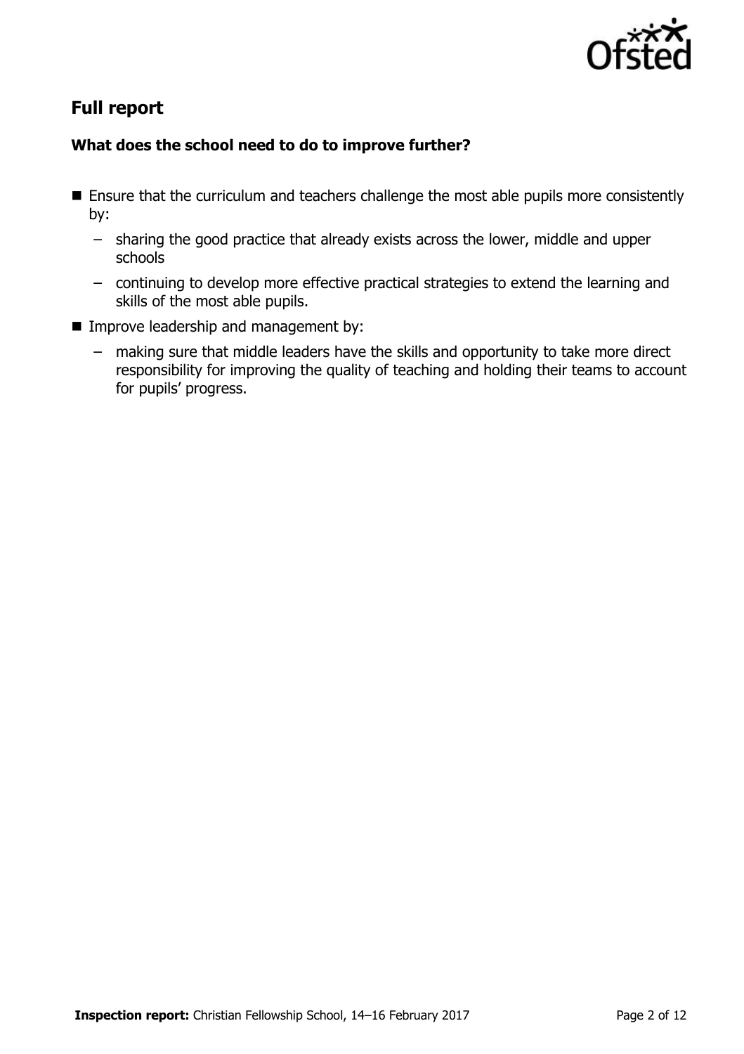## Full report

### What does the school need to do to improve further?

- Ensure that the curriculum and teachers challenge the most able pupils more consistently by:
  - sharing the good practice that already exists across the lower, middle and upper schools
  - continuing to develop more effective practical strategies to extend the learning and skills of the most able pupils.
- Improve leadership and management by:
  - making sure that middle leaders have the skills and opportunity to take more direct responsibility for improving the quality of teaching and holding their teams to account for pupils' progress.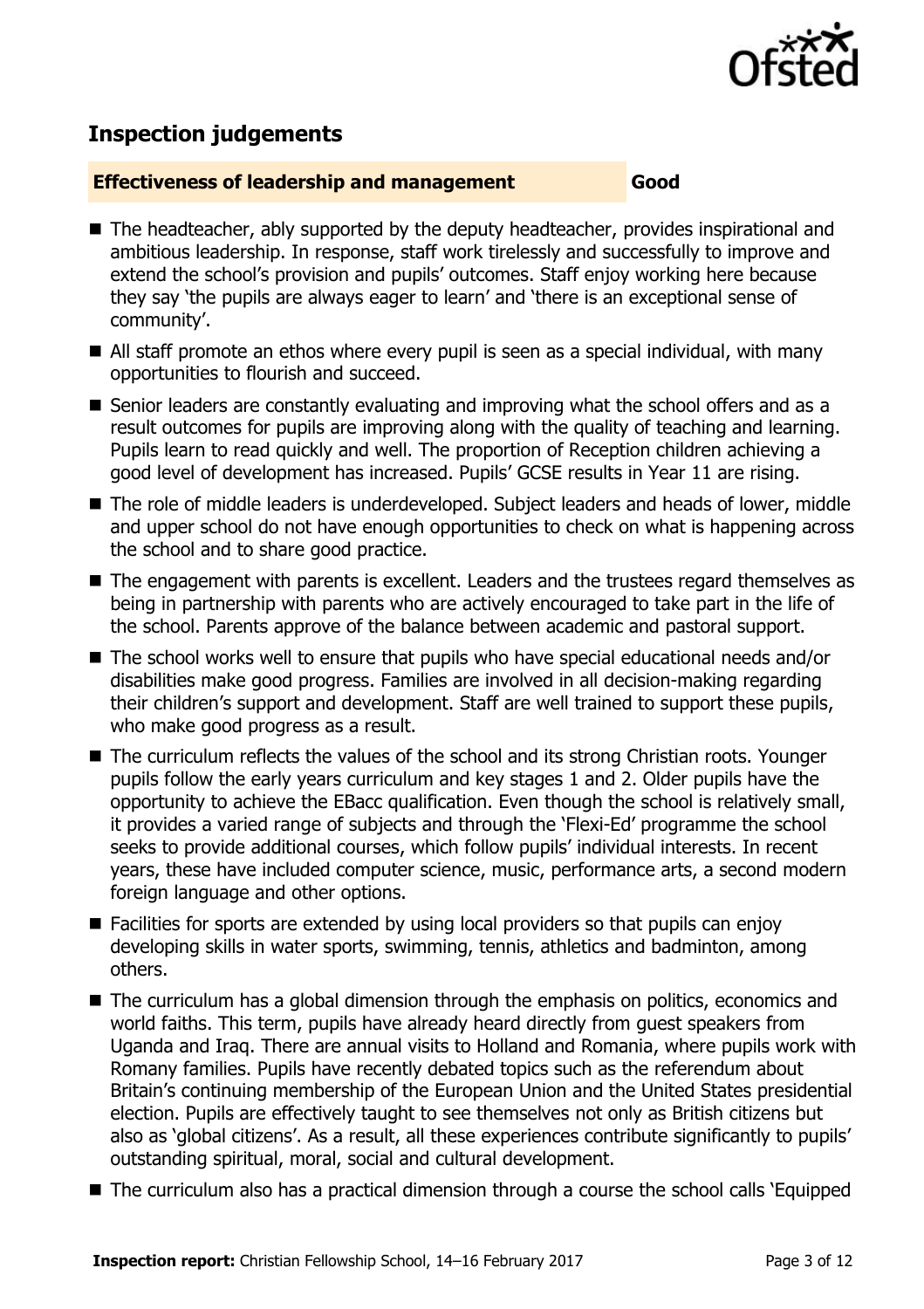## Inspection judgements

| **Effectiveness of leadership and management** | **Good** |
|---|---|

- The headteacher, ably supported by the deputy headteacher, provides inspirational and ambitious leadership. In response, staff work tirelessly and successfully to improve and extend the school's provision and pupils' outcomes. Staff enjoy working here because they say 'the pupils are always eager to learn' and 'there is an exceptional sense of community'.
- All staff promote an ethos where every pupil is seen as a special individual, with many opportunities to flourish and succeed.
- Senior leaders are constantly evaluating and improving what the school offers and as a result outcomes for pupils are improving along with the quality of teaching and learning. Pupils learn to read quickly and well. The proportion of Reception children achieving a good level of development has increased. Pupils' GCSE results in Year 11 are rising.
- The role of middle leaders is underdeveloped. Subject leaders and heads of lower, middle and upper school do not have enough opportunities to check on what is happening across the school and to share good practice.
- The engagement with parents is excellent. Leaders and the trustees regard themselves as being in partnership with parents who are actively encouraged to take part in the life of the school. Parents approve of the balance between academic and pastoral support.
- The school works well to ensure that pupils who have special educational needs and/or disabilities make good progress. Families are involved in all decision-making regarding their children's support and development. Staff are well trained to support these pupils, who make good progress as a result.
- The curriculum reflects the values of the school and its strong Christian roots. Younger pupils follow the early years curriculum and key stages 1 and 2. Older pupils have the opportunity to achieve the EBacc qualification. Even though the school is relatively small, it provides a varied range of subjects and through the 'Flexi-Ed' programme the school seeks to provide additional courses, which follow pupils' individual interests. In recent years, these have included computer science, music, performance arts, a second modern foreign language and other options.
- Facilities for sports are extended by using local providers so that pupils can enjoy developing skills in water sports, swimming, tennis, athletics and badminton, among others.
- The curriculum has a global dimension through the emphasis on politics, economics and world faiths. This term, pupils have already heard directly from guest speakers from Uganda and Iraq. There are annual visits to Holland and Romania, where pupils work with Romany families. Pupils have recently debated topics such as the referendum about Britain's continuing membership of the European Union and the United States presidential election. Pupils are effectively taught to see themselves not only as British citizens but also as 'global citizens'. As a result, all these experiences contribute significantly to pupils' outstanding spiritual, moral, social and cultural development.
- The curriculum also has a practical dimension through a course the school calls 'Equipped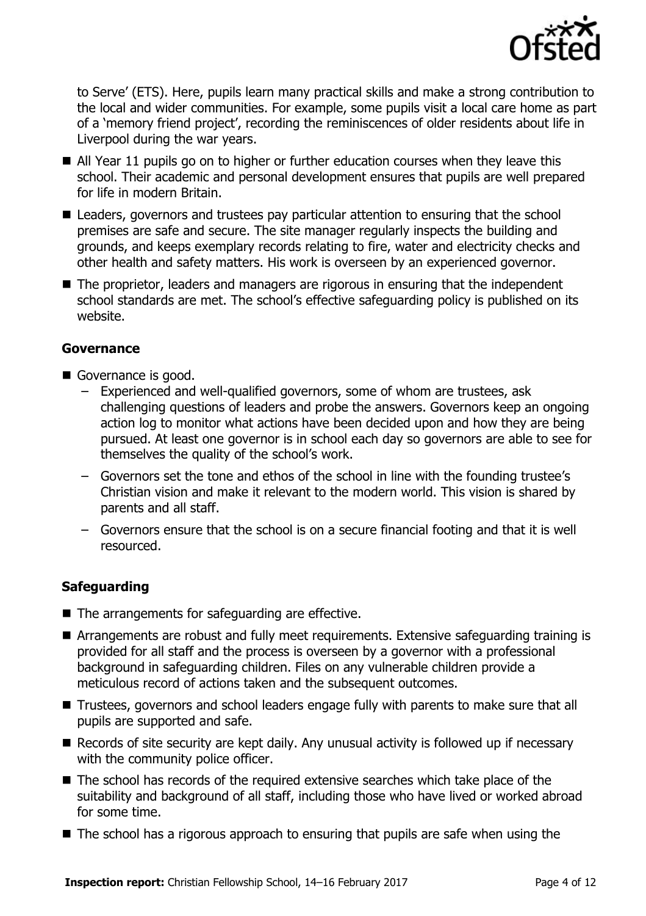to Serve' (ETS). Here, pupils learn many practical skills and make a strong contribution to the local and wider communities. For example, some pupils visit a local care home as part of a 'memory friend project', recording the reminiscences of older residents about life in Liverpool during the war years.

- All Year 11 pupils go on to higher or further education courses when they leave this school. Their academic and personal development ensures that pupils are well prepared for life in modern Britain.
- Leaders, governors and trustees pay particular attention to ensuring that the school premises are safe and secure. The site manager regularly inspects the building and grounds, and keeps exemplary records relating to fire, water and electricity checks and other health and safety matters. His work is overseen by an experienced governor.
- The proprietor, leaders and managers are rigorous in ensuring that the independent school standards are met. The school's effective safeguarding policy is published on its website.

### Governance

- Governance is good.
  - Experienced and well-qualified governors, some of whom are trustees, ask challenging questions of leaders and probe the answers. Governors keep an ongoing action log to monitor what actions have been decided upon and how they are being pursued. At least one governor is in school each day so governors are able to see for themselves the quality of the school's work.
  - Governors set the tone and ethos of the school in line with the founding trustee's Christian vision and make it relevant to the modern world. This vision is shared by parents and all staff.
  - Governors ensure that the school is on a secure financial footing and that it is well resourced.

### Safeguarding

- The arrangements for safeguarding are effective.
- Arrangements are robust and fully meet requirements. Extensive safeguarding training is provided for all staff and the process is overseen by a governor with a professional background in safeguarding children. Files on any vulnerable children provide a meticulous record of actions taken and the subsequent outcomes.
- Trustees, governors and school leaders engage fully with parents to make sure that all pupils are supported and safe.
- Records of site security are kept daily. Any unusual activity is followed up if necessary with the community police officer.
- The school has records of the required extensive searches which take place of the suitability and background of all staff, including those who have lived or worked abroad for some time.
- The school has a rigorous approach to ensuring that pupils are safe when using the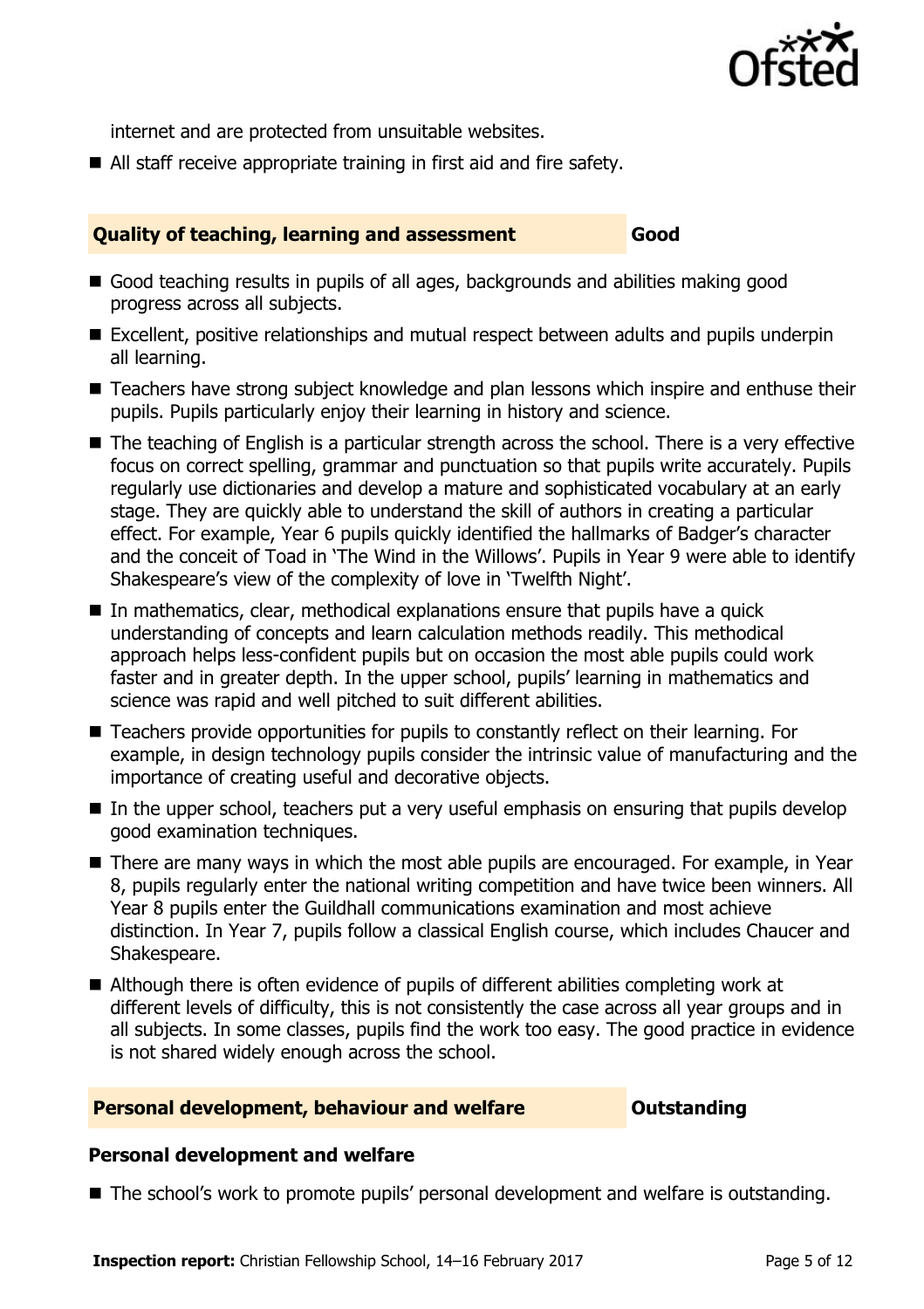internet and are protected from unsuitable websites.

- All staff receive appropriate training in first aid and fire safety.

## Quality of teaching, learning and assessment — Good

- Good teaching results in pupils of all ages, backgrounds and abilities making good progress across all subjects.
- Excellent, positive relationships and mutual respect between adults and pupils underpin all learning.
- Teachers have strong subject knowledge and plan lessons which inspire and enthuse their pupils. Pupils particularly enjoy their learning in history and science.
- The teaching of English is a particular strength across the school. There is a very effective focus on correct spelling, grammar and punctuation so that pupils write accurately. Pupils regularly use dictionaries and develop a mature and sophisticated vocabulary at an early stage. They are quickly able to understand the skill of authors in creating a particular effect. For example, Year 6 pupils quickly identified the hallmarks of Badger's character and the conceit of Toad in 'The Wind in the Willows'. Pupils in Year 9 were able to identify Shakespeare's view of the complexity of love in 'Twelfth Night'.
- In mathematics, clear, methodical explanations ensure that pupils have a quick understanding of concepts and learn calculation methods readily. This methodical approach helps less-confident pupils but on occasion the most able pupils could work faster and in greater depth. In the upper school, pupils' learning in mathematics and science was rapid and well pitched to suit different abilities.
- Teachers provide opportunities for pupils to constantly reflect on their learning. For example, in design technology pupils consider the intrinsic value of manufacturing and the importance of creating useful and decorative objects.
- In the upper school, teachers put a very useful emphasis on ensuring that pupils develop good examination techniques.
- There are many ways in which the most able pupils are encouraged. For example, in Year 8, pupils regularly enter the national writing competition and have twice been winners. All Year 8 pupils enter the Guildhall communications examination and most achieve distinction. In Year 7, pupils follow a classical English course, which includes Chaucer and Shakespeare.
- Although there is often evidence of pupils of different abilities completing work at different levels of difficulty, this is not consistently the case across all year groups and in all subjects. In some classes, pupils find the work too easy. The good practice in evidence is not shared widely enough across the school.

## Personal development, behaviour and welfare — Outstanding

### Personal development and welfare

- The school's work to promote pupils' personal development and welfare is outstanding.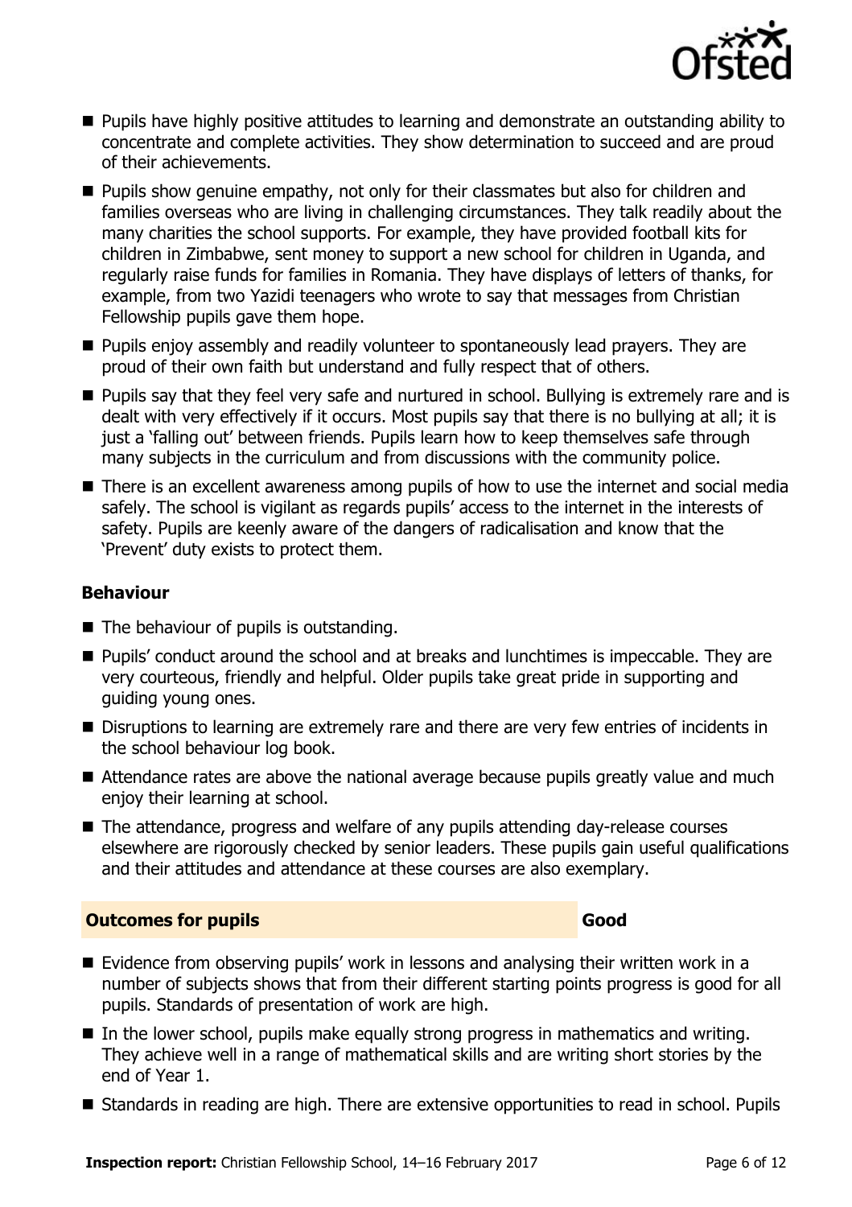- Pupils have highly positive attitudes to learning and demonstrate an outstanding ability to concentrate and complete activities. They show determination to succeed and are proud of their achievements.
- Pupils show genuine empathy, not only for their classmates but also for children and families overseas who are living in challenging circumstances. They talk readily about the many charities the school supports. For example, they have provided football kits for children in Zimbabwe, sent money to support a new school for children in Uganda, and regularly raise funds for families in Romania. They have displays of letters of thanks, for example, from two Yazidi teenagers who wrote to say that messages from Christian Fellowship pupils gave them hope.
- Pupils enjoy assembly and readily volunteer to spontaneously lead prayers. They are proud of their own faith but understand and fully respect that of others.
- Pupils say that they feel very safe and nurtured in school. Bullying is extremely rare and is dealt with very effectively if it occurs. Most pupils say that there is no bullying at all; it is just a 'falling out' between friends. Pupils learn how to keep themselves safe through many subjects in the curriculum and from discussions with the community police.
- There is an excellent awareness among pupils of how to use the internet and social media safely. The school is vigilant as regards pupils' access to the internet in the interests of safety. Pupils are keenly aware of the dangers of radicalisation and know that the 'Prevent' duty exists to protect them.

**Behaviour**

- The behaviour of pupils is outstanding.
- Pupils' conduct around the school and at breaks and lunchtimes is impeccable. They are very courteous, friendly and helpful. Older pupils take great pride in supporting and guiding young ones.
- Disruptions to learning are extremely rare and there are very few entries of incidents in the school behaviour log book.
- Attendance rates are above the national average because pupils greatly value and much enjoy their learning at school.
- The attendance, progress and welfare of any pupils attending day-release courses elsewhere are rigorously checked by senior leaders. These pupils gain useful qualifications and their attitudes and attendance at these courses are also exemplary.

## Outcomes for pupils — Good

- Evidence from observing pupils' work in lessons and analysing their written work in a number of subjects shows that from their different starting points progress is good for all pupils. Standards of presentation of work are high.
- In the lower school, pupils make equally strong progress in mathematics and writing. They achieve well in a range of mathematical skills and are writing short stories by the end of Year 1.
- Standards in reading are high. There are extensive opportunities to read in school. Pupils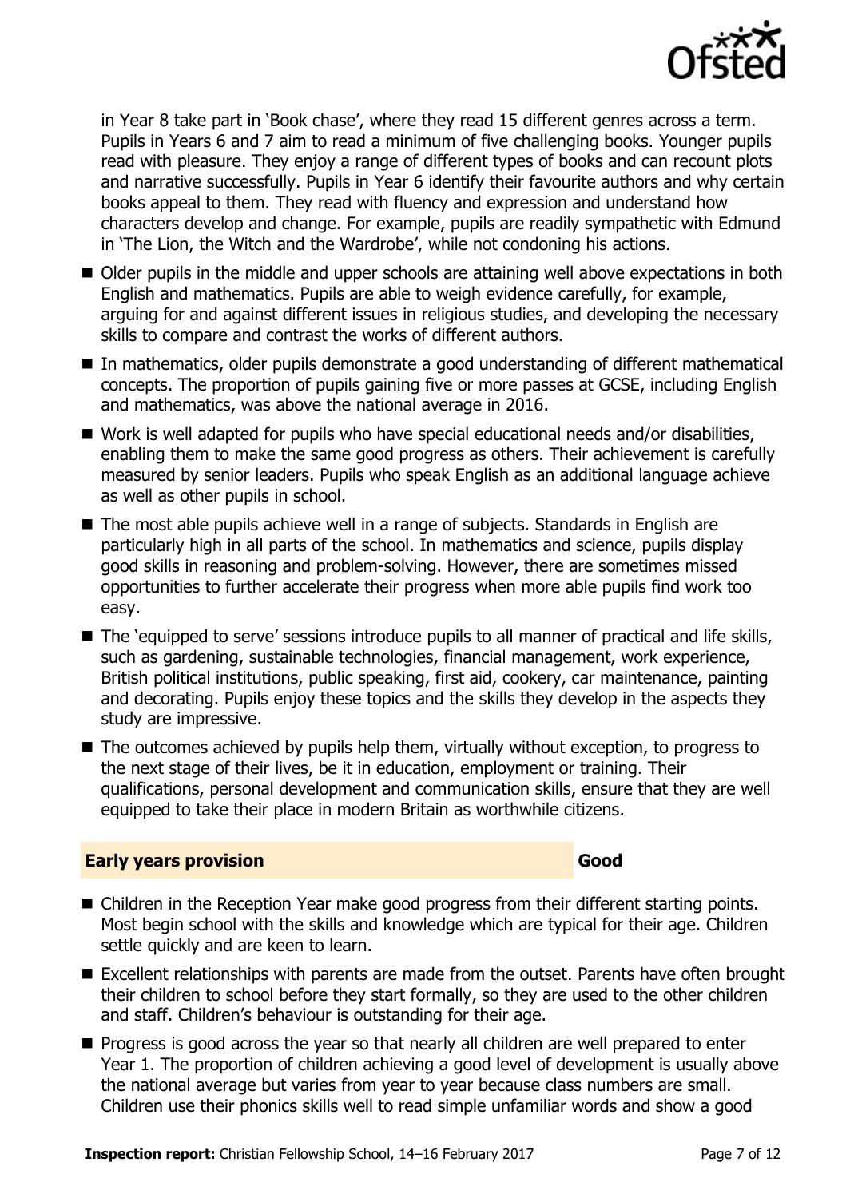in Year 8 take part in 'Book chase', where they read 15 different genres across a term. Pupils in Years 6 and 7 aim to read a minimum of five challenging books. Younger pupils read with pleasure. They enjoy a range of different types of books and can recount plots and narrative successfully. Pupils in Year 6 identify their favourite authors and why certain books appeal to them. They read with fluency and expression and understand how characters develop and change. For example, pupils are readily sympathetic with Edmund in 'The Lion, the Witch and the Wardrobe', while not condoning his actions.

- Older pupils in the middle and upper schools are attaining well above expectations in both English and mathematics. Pupils are able to weigh evidence carefully, for example, arguing for and against different issues in religious studies, and developing the necessary skills to compare and contrast the works of different authors.
- In mathematics, older pupils demonstrate a good understanding of different mathematical concepts. The proportion of pupils gaining five or more passes at GCSE, including English and mathematics, was above the national average in 2016.
- Work is well adapted for pupils who have special educational needs and/or disabilities, enabling them to make the same good progress as others. Their achievement is carefully measured by senior leaders. Pupils who speak English as an additional language achieve as well as other pupils in school.
- The most able pupils achieve well in a range of subjects. Standards in English are particularly high in all parts of the school. In mathematics and science, pupils display good skills in reasoning and problem-solving. However, there are sometimes missed opportunities to further accelerate their progress when more able pupils find work too easy.
- The 'equipped to serve' sessions introduce pupils to all manner of practical and life skills, such as gardening, sustainable technologies, financial management, work experience, British political institutions, public speaking, first aid, cookery, car maintenance, painting and decorating. Pupils enjoy these topics and the skills they develop in the aspects they study are impressive.
- The outcomes achieved by pupils help them, virtually without exception, to progress to the next stage of their lives, be it in education, employment or training. Their qualifications, personal development and communication skills, ensure that they are well equipped to take their place in modern Britain as worthwhile citizens.

## Early years provision — Good

- Children in the Reception Year make good progress from their different starting points. Most begin school with the skills and knowledge which are typical for their age. Children settle quickly and are keen to learn.
- Excellent relationships with parents are made from the outset. Parents have often brought their children to school before they start formally, so they are used to the other children and staff. Children's behaviour is outstanding for their age.
- Progress is good across the year so that nearly all children are well prepared to enter Year 1. The proportion of children achieving a good level of development is usually above the national average but varies from year to year because class numbers are small. Children use their phonics skills well to read simple unfamiliar words and show a good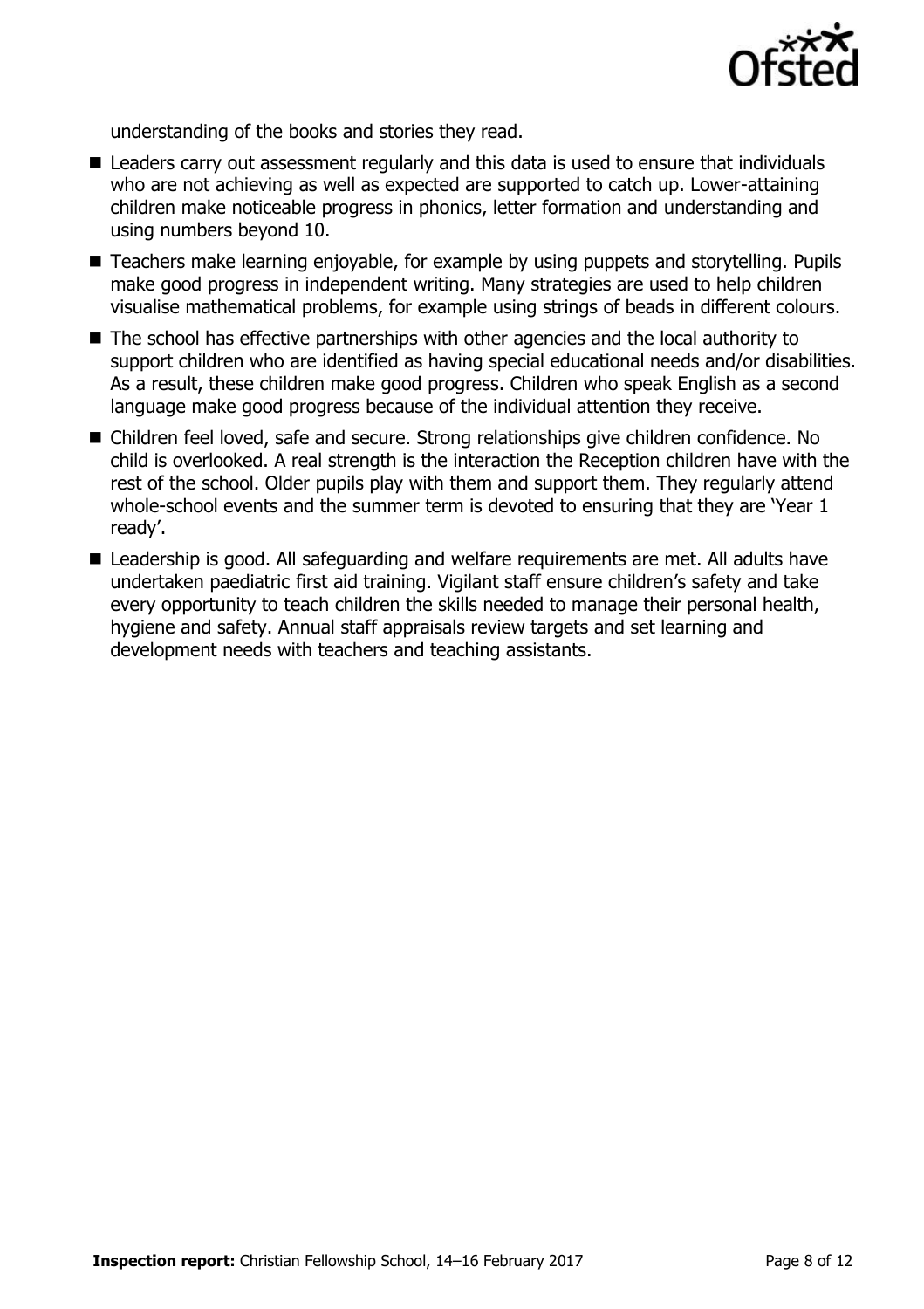understanding of the books and stories they read.

- Leaders carry out assessment regularly and this data is used to ensure that individuals who are not achieving as well as expected are supported to catch up. Lower-attaining children make noticeable progress in phonics, letter formation and understanding and using numbers beyond 10.
- Teachers make learning enjoyable, for example by using puppets and storytelling. Pupils make good progress in independent writing. Many strategies are used to help children visualise mathematical problems, for example using strings of beads in different colours.
- The school has effective partnerships with other agencies and the local authority to support children who are identified as having special educational needs and/or disabilities. As a result, these children make good progress. Children who speak English as a second language make good progress because of the individual attention they receive.
- Children feel loved, safe and secure. Strong relationships give children confidence. No child is overlooked. A real strength is the interaction the Reception children have with the rest of the school. Older pupils play with them and support them. They regularly attend whole-school events and the summer term is devoted to ensuring that they are 'Year 1 ready'.
- Leadership is good. All safeguarding and welfare requirements are met. All adults have undertaken paediatric first aid training. Vigilant staff ensure children's safety and take every opportunity to teach children the skills needed to manage their personal health, hygiene and safety. Annual staff appraisals review targets and set learning and development needs with teachers and teaching assistants.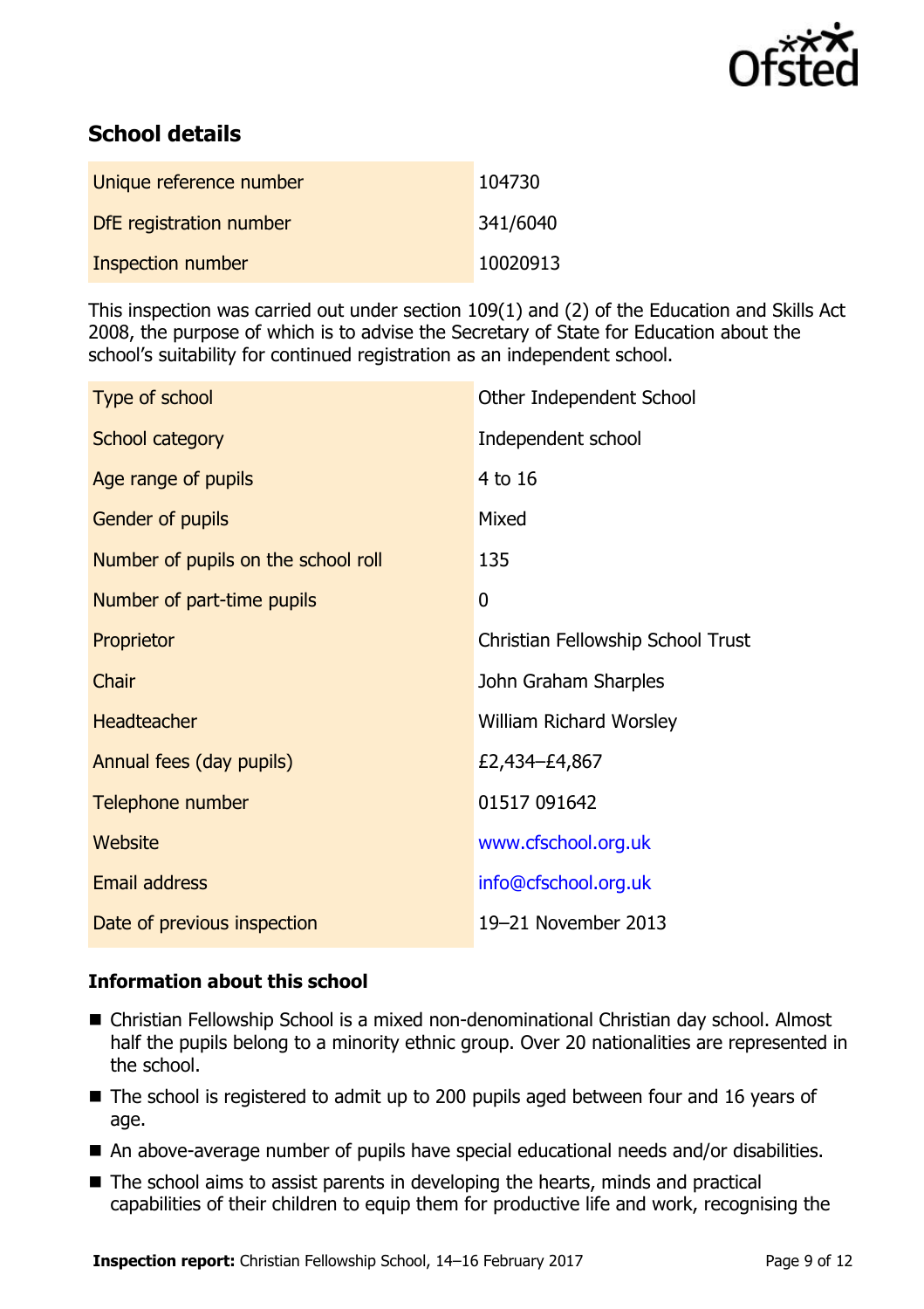## School details

| | |
|---|---|
| Unique reference number | 104730 |
| DfE registration number | 341/6040 |
| Inspection number | 10020913 |

This inspection was carried out under section 109(1) and (2) of the Education and Skills Act 2008, the purpose of which is to advise the Secretary of State for Education about the school's suitability for continued registration as an independent school.

| | |
|---|---|
| Type of school | Other Independent School |
| School category | Independent school |
| Age range of pupils | 4 to 16 |
| Gender of pupils | Mixed |
| Number of pupils on the school roll | 135 |
| Number of part-time pupils | 0 |
| Proprietor | Christian Fellowship School Trust |
| Chair | John Graham Sharples |
| Headteacher | William Richard Worsley |
| Annual fees (day pupils) | £2,434–£4,867 |
| Telephone number | 01517 091642 |
| Website | www.cfschool.org.uk |
| Email address | info@cfschool.org.uk |
| Date of previous inspection | 19–21 November 2013 |

### Information about this school

- Christian Fellowship School is a mixed non-denominational Christian day school. Almost half the pupils belong to a minority ethnic group. Over 20 nationalities are represented in the school.
- The school is registered to admit up to 200 pupils aged between four and 16 years of age.
- An above-average number of pupils have special educational needs and/or disabilities.
- The school aims to assist parents in developing the hearts, minds and practical capabilities of their children to equip them for productive life and work, recognising the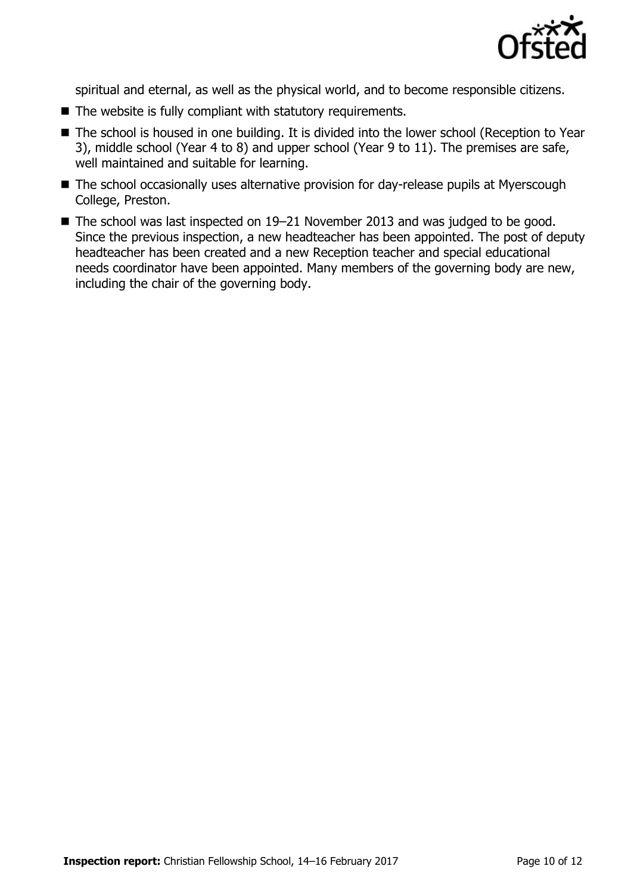spiritual and eternal, as well as the physical world, and to become responsible citizens.

- The website is fully compliant with statutory requirements.
- The school is housed in one building. It is divided into the lower school (Reception to Year 3), middle school (Year 4 to 8) and upper school (Year 9 to 11). The premises are safe, well maintained and suitable for learning.
- The school occasionally uses alternative provision for day-release pupils at Myerscough College, Preston.
- The school was last inspected on 19–21 November 2013 and was judged to be good. Since the previous inspection, a new headteacher has been appointed. The post of deputy headteacher has been created and a new Reception teacher and special educational needs coordinator have been appointed. Many members of the governing body are new, including the chair of the governing body.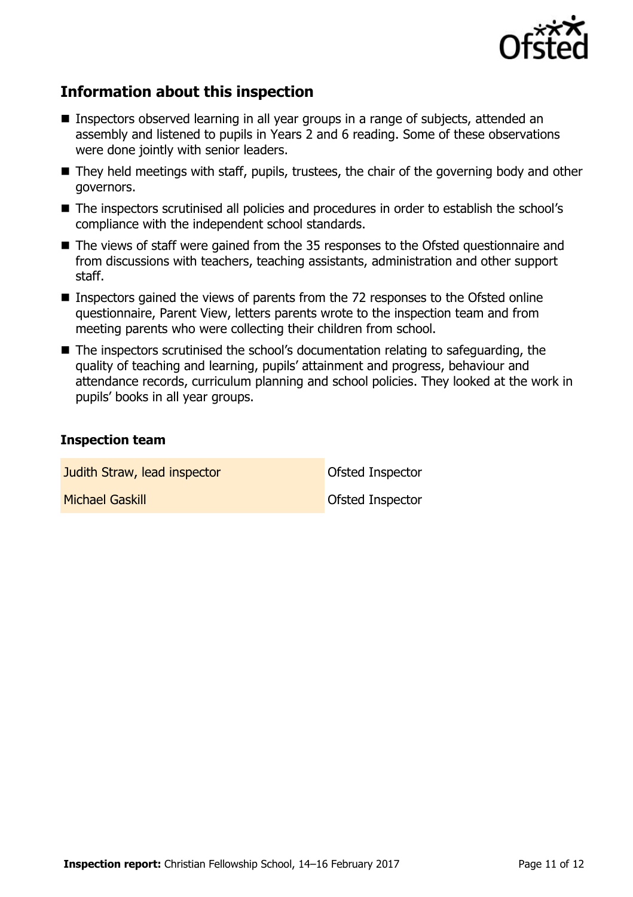## Information about this inspection

- Inspectors observed learning in all year groups in a range of subjects, attended an assembly and listened to pupils in Years 2 and 6 reading. Some of these observations were done jointly with senior leaders.
- They held meetings with staff, pupils, trustees, the chair of the governing body and other governors.
- The inspectors scrutinised all policies and procedures in order to establish the school's compliance with the independent school standards.
- The views of staff were gained from the 35 responses to the Ofsted questionnaire and from discussions with teachers, teaching assistants, administration and other support staff.
- Inspectors gained the views of parents from the 72 responses to the Ofsted online questionnaire, Parent View, letters parents wrote to the inspection team and from meeting parents who were collecting their children from school.
- The inspectors scrutinised the school's documentation relating to safeguarding, the quality of teaching and learning, pupils' attainment and progress, behaviour and attendance records, curriculum planning and school policies. They looked at the work in pupils' books in all year groups.

### Inspection team

| | |
|---|---|
| Judith Straw, lead inspector | Ofsted Inspector |
| Michael Gaskill | Ofsted Inspector |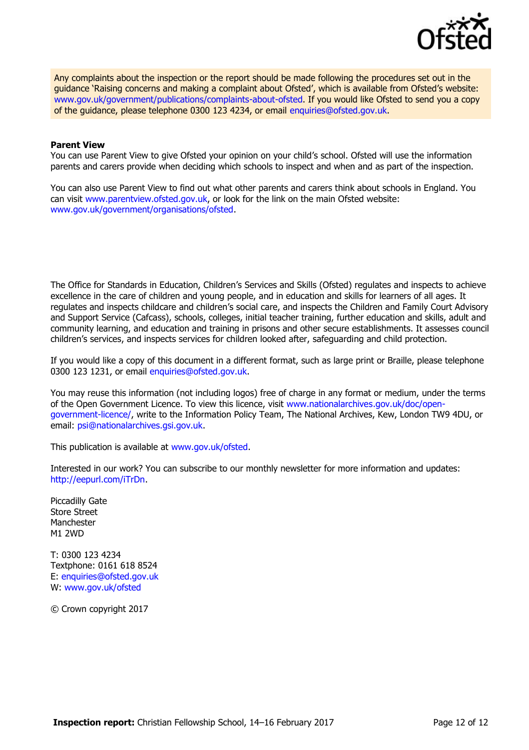Any complaints about the inspection or the report should be made following the procedures set out in the guidance 'Raising concerns and making a complaint about Ofsted', which is available from Ofsted's website: www.gov.uk/government/publications/complaints-about-ofsted. If you would like Ofsted to send you a copy of the guidance, please telephone 0300 123 4234, or email enquiries@ofsted.gov.uk.

**Parent View**

You can use Parent View to give Ofsted your opinion on your child's school. Ofsted will use the information parents and carers provide when deciding which schools to inspect and when and as part of the inspection.

You can also use Parent View to find out what other parents and carers think about schools in England. You can visit www.parentview.ofsted.gov.uk, or look for the link on the main Ofsted website: www.gov.uk/government/organisations/ofsted.

The Office for Standards in Education, Children's Services and Skills (Ofsted) regulates and inspects to achieve excellence in the care of children and young people, and in education and skills for learners of all ages. It regulates and inspects childcare and children's social care, and inspects the Children and Family Court Advisory and Support Service (Cafcass), schools, colleges, initial teacher training, further education and skills, adult and community learning, and education and training in prisons and other secure establishments. It assesses council children's services, and inspects services for children looked after, safeguarding and child protection.

If you would like a copy of this document in a different format, such as large print or Braille, please telephone 0300 123 1231, or email enquiries@ofsted.gov.uk.

You may reuse this information (not including logos) free of charge in any format or medium, under the terms of the Open Government Licence. To view this licence, visit www.nationalarchives.gov.uk/doc/open-government-licence/, write to the Information Policy Team, The National Archives, Kew, London TW9 4DU, or email: psi@nationalarchives.gsi.gov.uk.

This publication is available at www.gov.uk/ofsted.

Interested in our work? You can subscribe to our monthly newsletter for more information and updates: http://eepurl.com/iTrDn.

Piccadilly Gate
Store Street
Manchester
M1 2WD

T: 0300 123 4234
Textphone: 0161 618 8524
E: enquiries@ofsted.gov.uk
W: www.gov.uk/ofsted

© Crown copyright 2017